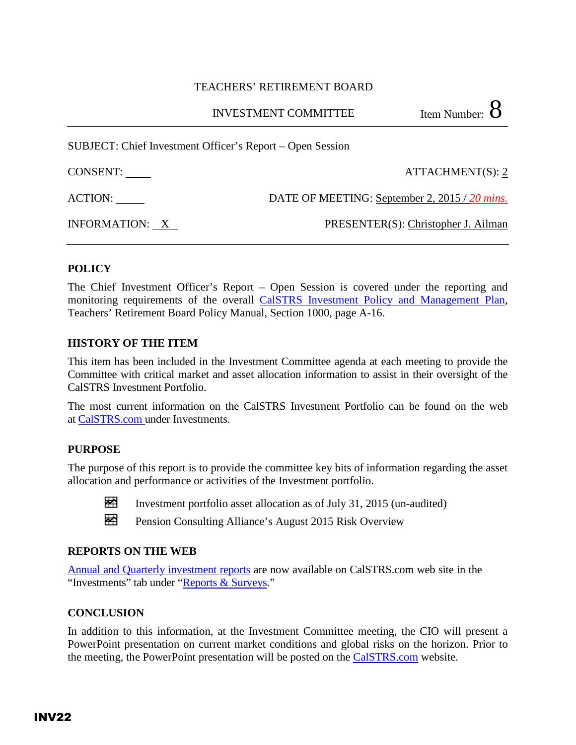TEACHERS' RETIREMENT BOARD

INVESTMENT COMMITTEE — Item Number: 8

SUBJECT: Chief Investment Officer's Report – Open Session

CONSENT: \_\_\_\_ ATTACHMENT(S): 2

ACTION: \_\_\_\_ DATE OF MEETING: September 2, 2015 / *20 mins.*

INFORMATION: X PRESENTER(S): Christopher J. Ailman

## POLICY

The Chief Investment Officer's Report – Open Session is covered under the reporting and monitoring requirements of the overall CalSTRS Investment Policy and Management Plan, Teachers' Retirement Board Policy Manual, Section 1000, page A-16.

## HISTORY OF THE ITEM

This item has been included in the Investment Committee agenda at each meeting to provide the Committee with critical market and asset allocation information to assist in their oversight of the CalSTRS Investment Portfolio.

The most current information on the CalSTRS Investment Portfolio can be found on the web at CalSTRS.com under Investments.

## PURPOSE

The purpose of this report is to provide the committee key bits of information regarding the asset allocation and performance or activities of the Investment portfolio.

- Investment portfolio asset allocation as of July 31, 2015 (un-audited)
- Pension Consulting Alliance's August 2015 Risk Overview

## REPORTS ON THE WEB

Annual and Quarterly investment reports are now available on CalSTRS.com web site in the "Investments" tab under "Reports & Surveys."

## CONCLUSION

In addition to this information, at the Investment Committee meeting, the CIO will present a PowerPoint presentation on current market conditions and global risks on the horizon. Prior to the meeting, the PowerPoint presentation will be posted on the CalSTRS.com website.

**INV22**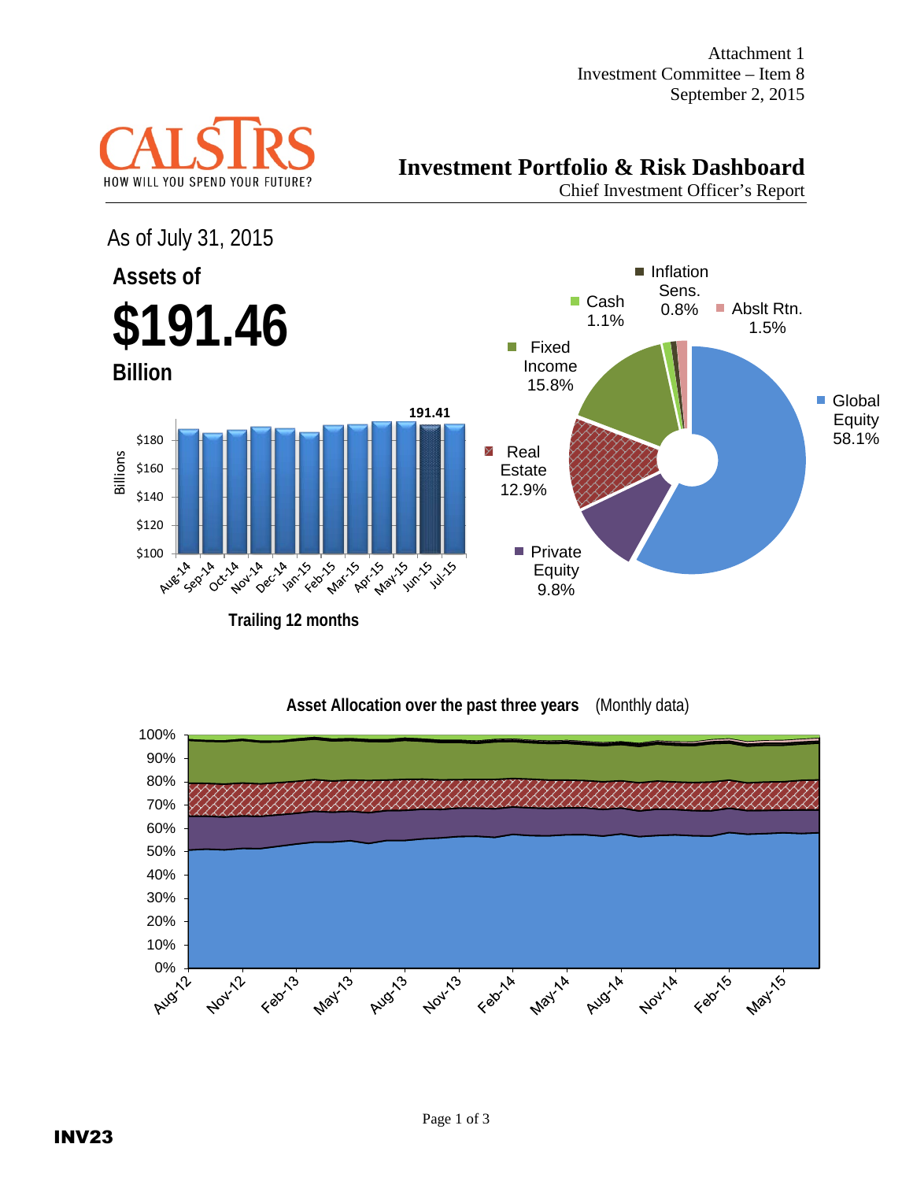Attachment 1
Investment Committee – Item 8
September 2, 2015

CALSTRS
HOW WILL YOU SPEND YOUR FUTURE?

# Investment Portfolio & Risk Dashboard

Chief Investment Officer's Report

As of July 31, 2015

## Assets of

# $191.46

## Billion

191.41

Billions

$180
$160
$140
$120
$100

Aug-14 Sep-14 Oct-14 Nov-14 Dec-14 Jan-15 Feb-15 Mar-15 Apr-15 May-15 Jun-15 Jul-15

**Trailing 12 months**

- Inflation Sens. 0.8%
- Cash 1.1%
- Abslt Rtn. 1.5%
- Fixed Income 15.8%
- Global Equity 58.1%
- Real Estate 12.9%
- Private Equity 9.8%

**Asset Allocation over the past three years** (Monthly data)

100%
90%
80%
70%
60%
50%
40%
30%
20%
10%
0%

Aug-12 Nov-12 Feb-13 May-13 Aug-13 Nov-13 Feb-14 May-14 Aug-14 Nov-14 Feb-15 May-15

INV23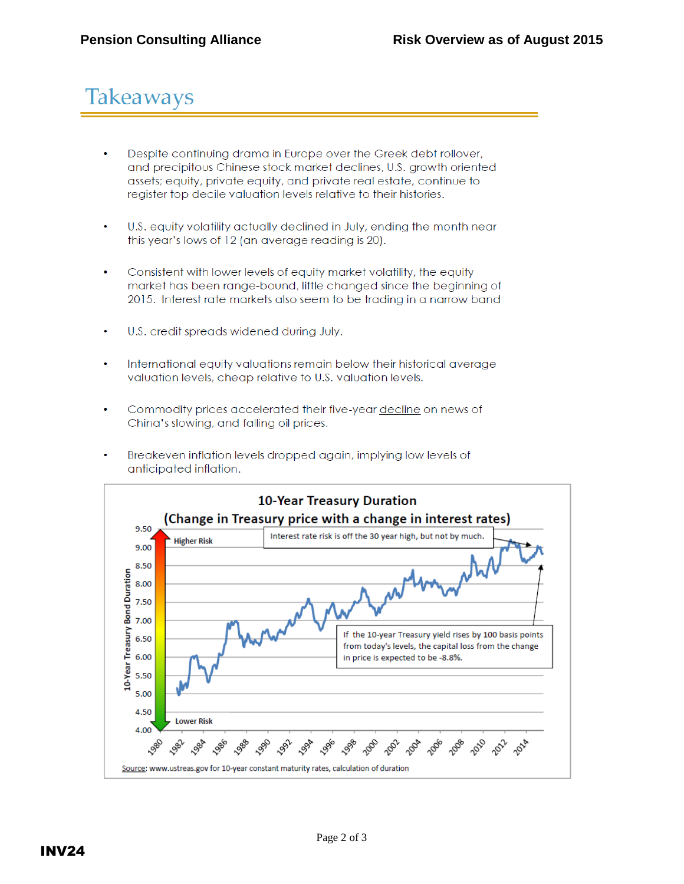# Takeaways

- Despite continuing drama in Europe over the Greek debt rollover, and precipitous Chinese stock market declines, U.S. growth oriented assets; equity, private equity, and private real estate, continue to register top decile valuation levels relative to their histories.

- U.S. equity volatility actually declined in July, ending the month near this year's lows of 12 (an average reading is 20).

- Consistent with lower levels of equity market volatility, the equity market has been range-bound, little changed since the beginning of 2015. Interest rate markets also seem to be trading in a narrow band

- U.S. credit spreads widened during July.

- International equity valuations remain below their historical average valuation levels, cheap relative to U.S. valuation levels.

- Commodity prices accelerated their five-year decline on news of China's slowing, and falling oil prices.

- Breakeven inflation levels dropped again, implying low levels of anticipated inflation.

**10-Year Treasury Duration**
**(Change in Treasury price with a change in interest rates)**

Interest rate risk is off the 30 year high, but not by much.

If the 10-year Treasury yield rises by 100 basis points from today's levels, the capital loss from the change in price is expected to be -8.8%.

Higher Risk / Lower Risk

10-Year Treasury Bond Duration (4.00–9.50), 1980–2014

Source: www.ustreas.gov for 10-year constant maturity rates, calculation of duration

INV24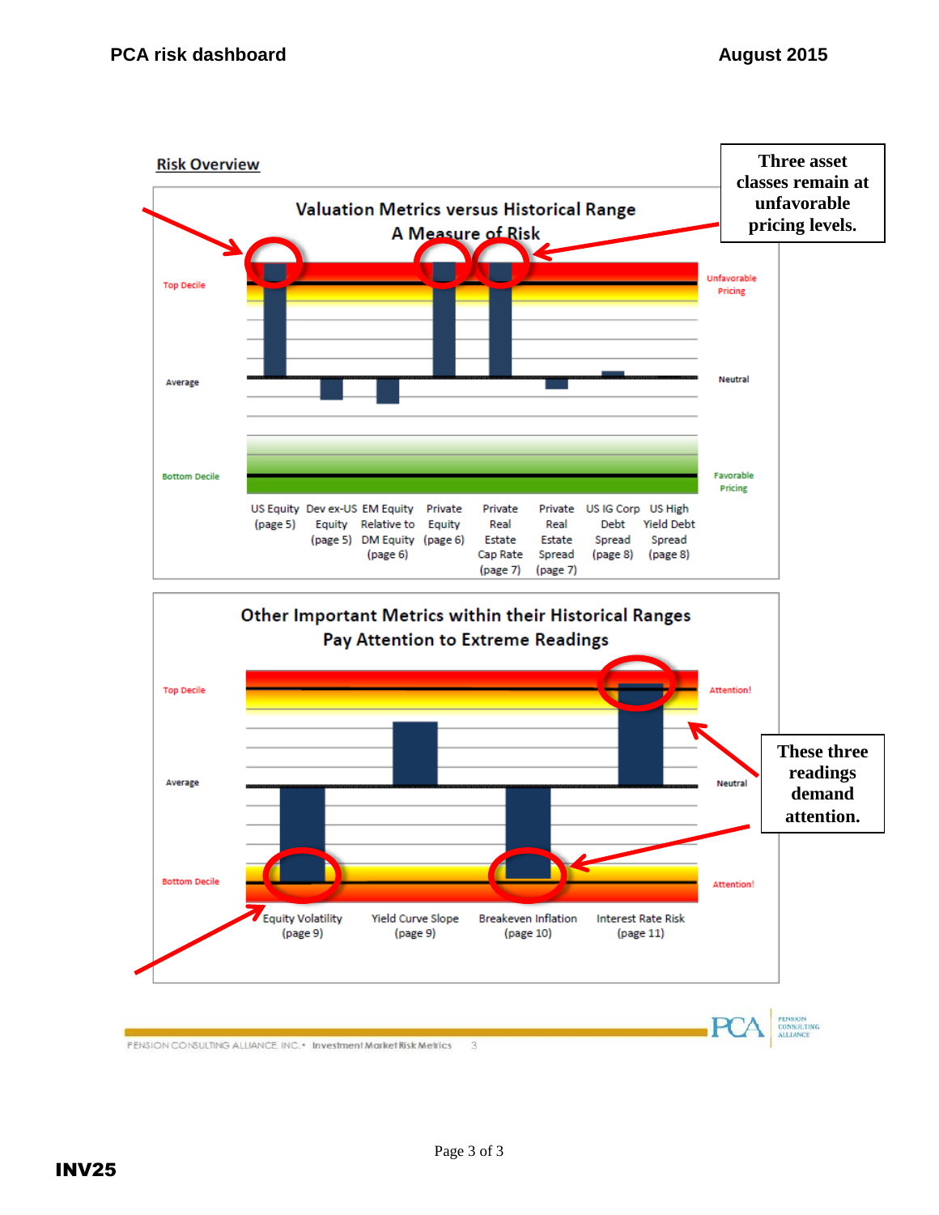PCA risk dashboard August 2015

## Risk Overview

**Valuation Metrics versus Historical Range**
**A Measure of Risk**

Top Decile — Unfavorable Pricing

Average — Neutral

Bottom Decile — Favorable Pricing

US Equity (page 5) | Dev ex-US Equity (page 5) | EM Equity Relative to DM Equity (page 6) | Private Equity (page 6) | Private Real Estate Cap Rate (page 7) | Private Real Estate Spread (page 7) | US IG Corp Debt Spread (page 8) | US High Yield Debt Spread (page 8)

**Three asset classes remain at unfavorable pricing levels.**

**Other Important Metrics within their Historical Ranges**
**Pay Attention to Extreme Readings**

Top Decile — Attention!

Average — Neutral

Bottom Decile — Attention!

Equity Volatility (page 9) | Yield Curve Slope (page 9) | Breakeven Inflation (page 10) | Interest Rate Risk (page 11)

**These three readings demand attention.**

PENSION CONSULTING ALLIANCE, INC. • Investment Market Risk Metrics 3

INV25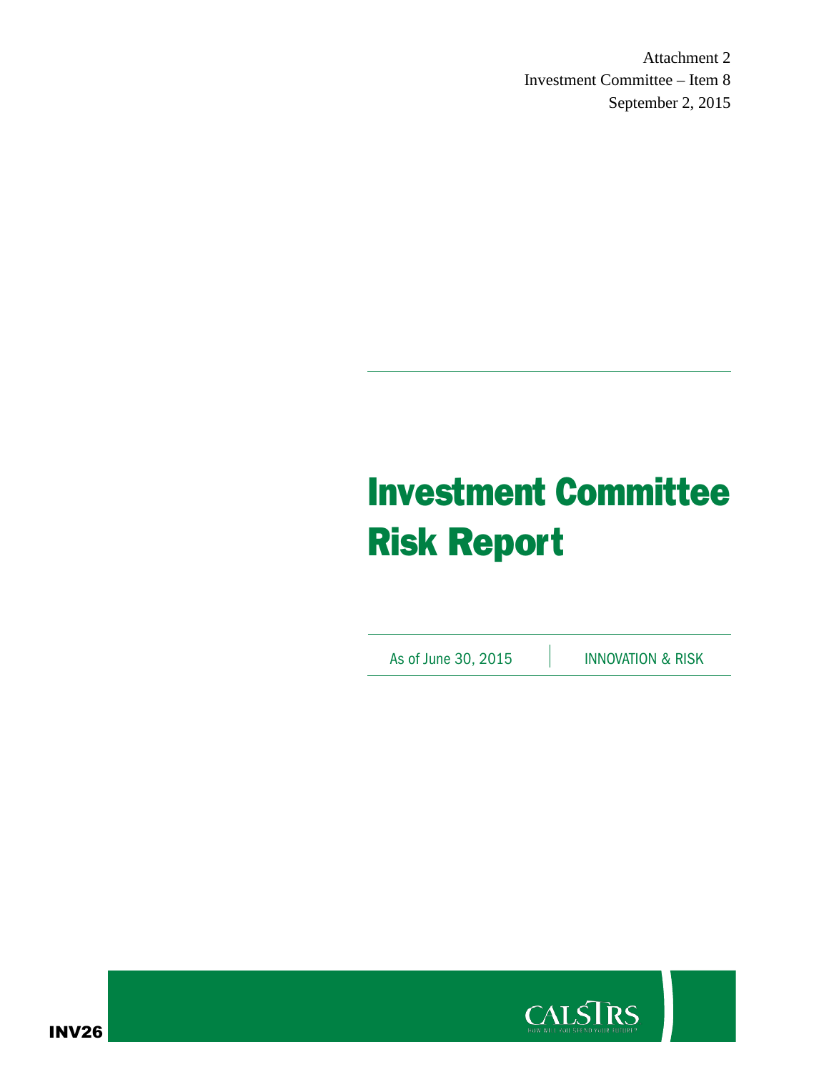Attachment 2
Investment Committee – Item 8
September 2, 2015

# Investment Committee Risk Report

As of June 30, 2015 | INNOVATION & RISK

INV26

CALSTRS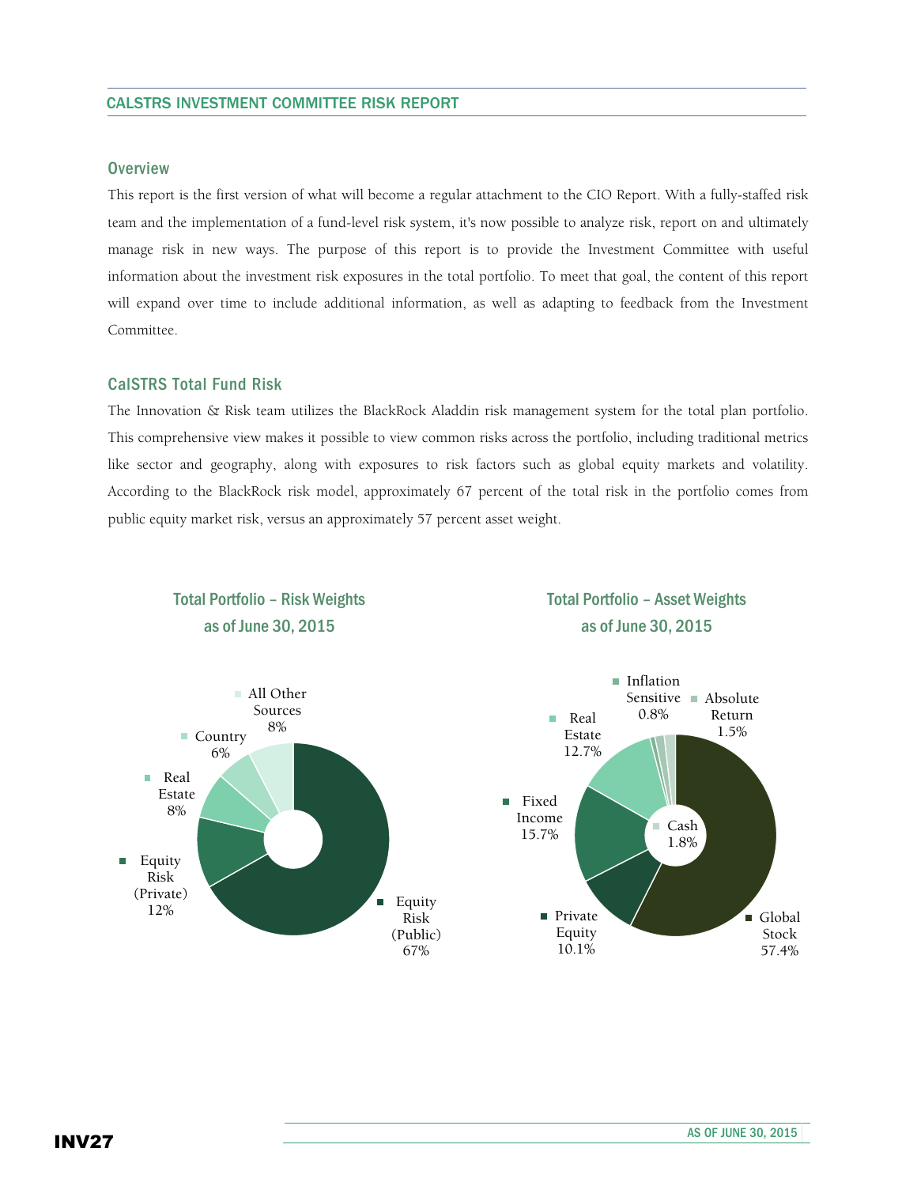## CALSTRS INVESTMENT COMMITTEE RISK REPORT

### Overview

This report is the first version of what will become a regular attachment to the CIO Report. With a fully-staffed risk team and the implementation of a fund-level risk system, it's now possible to analyze risk, report on and ultimately manage risk in new ways. The purpose of this report is to provide the Investment Committee with useful information about the investment risk exposures in the total portfolio. To meet that goal, the content of this report will expand over time to include additional information, as well as adapting to feedback from the Investment Committee.

### CalSTRS Total Fund Risk

The Innovation & Risk team utilizes the BlackRock Aladdin risk management system for the total plan portfolio. This comprehensive view makes it possible to view common risks across the portfolio, including traditional metrics like sector and geography, along with exposures to risk factors such as global equity markets and volatility. According to the BlackRock risk model, approximately 67 percent of the total risk in the portfolio comes from public equity market risk, versus an approximately 57 percent asset weight.

**Total Portfolio – Risk Weights as of June 30, 2015**

| Category | Weight |
|---|---|
| Equity Risk (Public) | 67% |
| Equity Risk (Private) | 12% |
| Real Estate | 8% |
| Country | 6% |
| All Other Sources | 8% |

**Total Portfolio – Asset Weights as of June 30, 2015**

| Category | Weight |
|---|---|
| Global Stock | 57.4% |
| Private Equity | 10.1% |
| Fixed Income | 15.7% |
| Real Estate | 12.7% |
| Inflation Sensitive | 0.8% |
| Absolute Return | 1.5% |
| Cash | 1.8% |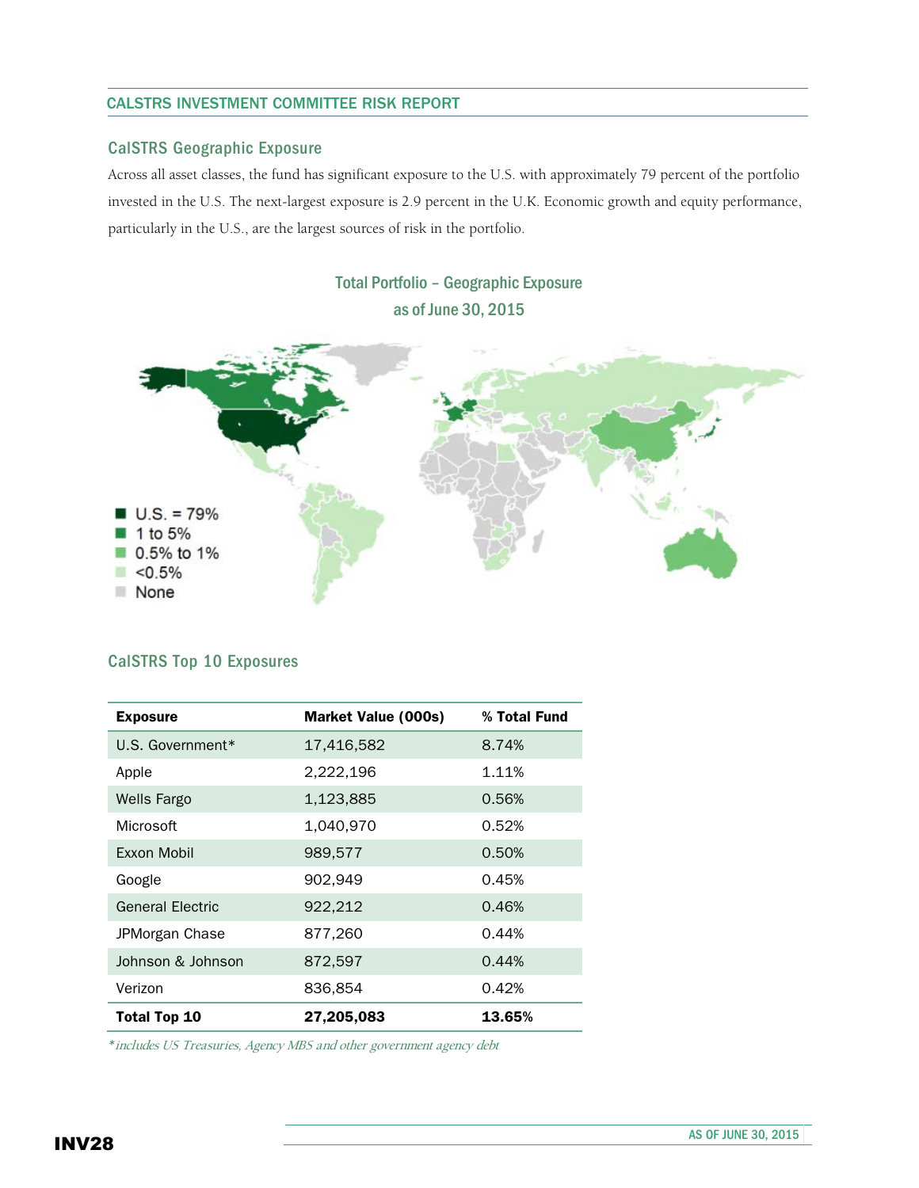## CalSTRS Geographic Exposure

Across all asset classes, the fund has significant exposure to the U.S. with approximately 79 percent of the portfolio invested in the U.S. The next-largest exposure is 2.9 percent in the U.K. Economic growth and equity performance, particularly in the U.S., are the largest sources of risk in the portfolio.

**Total Portfolio – Geographic Exposure as of June 30, 2015**

- U.S. = 79%
- 1 to 5%
- 0.5% to 1%
- <0.5%
- None

## CalSTRS Top 10 Exposures

| Exposure | Market Value (000s) | % Total Fund |
|---|---|---|
| U.S. Government* | 17,416,582 | 8.74% |
| Apple | 2,222,196 | 1.11% |
| Wells Fargo | 1,123,885 | 0.56% |
| Microsoft | 1,040,970 | 0.52% |
| Exxon Mobil | 989,577 | 0.50% |
| Google | 902,949 | 0.45% |
| General Electric | 922,212 | 0.46% |
| JPMorgan Chase | 877,260 | 0.44% |
| Johnson & Johnson | 872,597 | 0.44% |
| Verizon | 836,854 | 0.42% |
| **Total Top 10** | **27,205,083** | **13.65%** |

*\*includes US Treasuries, Agency MBS and other government agency debt*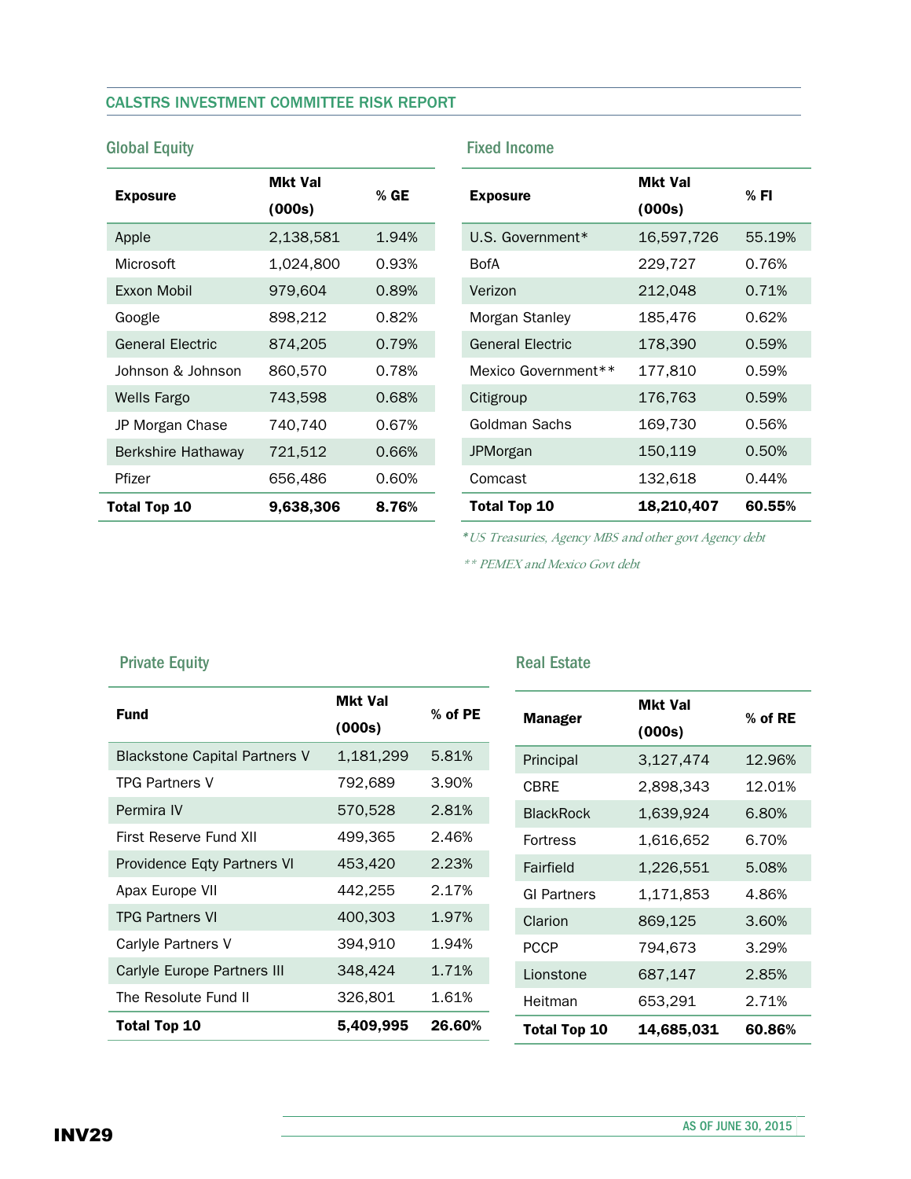## CALSTRS INVESTMENT COMMITTEE RISK REPORT

### Global Equity

| Exposure | Mkt Val (000s) | % GE |
|---|---|---|
| Apple | 2,138,581 | 1.94% |
| Microsoft | 1,024,800 | 0.93% |
| Exxon Mobil | 979,604 | 0.89% |
| Google | 898,212 | 0.82% |
| General Electric | 874,205 | 0.79% |
| Johnson & Johnson | 860,570 | 0.78% |
| Wells Fargo | 743,598 | 0.68% |
| JP Morgan Chase | 740,740 | 0.67% |
| Berkshire Hathaway | 721,512 | 0.66% |
| Pfizer | 656,486 | 0.60% |
| **Total Top 10** | **9,638,306** | **8.76%** |

### Fixed Income

| Exposure | Mkt Val (000s) | % FI |
|---|---|---|
| U.S. Government* | 16,597,726 | 55.19% |
| BofA | 229,727 | 0.76% |
| Verizon | 212,048 | 0.71% |
| Morgan Stanley | 185,476 | 0.62% |
| General Electric | 178,390 | 0.59% |
| Mexico Government** | 177,810 | 0.59% |
| Citigroup | 176,763 | 0.59% |
| Goldman Sachs | 169,730 | 0.56% |
| JPMorgan | 150,119 | 0.50% |
| Comcast | 132,618 | 0.44% |
| **Total Top 10** | **18,210,407** | **60.55%** |

*\*US Treasuries, Agency MBS and other govt Agency debt*

*\*\* PEMEX and Mexico Govt debt*

### Private Equity

| Fund | Mkt Val (000s) | % of PE |
|---|---|---|
| Blackstone Capital Partners V | 1,181,299 | 5.81% |
| TPG Partners V | 792,689 | 3.90% |
| Permira IV | 570,528 | 2.81% |
| First Reserve Fund XII | 499,365 | 2.46% |
| Providence Eqty Partners VI | 453,420 | 2.23% |
| Apax Europe VII | 442,255 | 2.17% |
| TPG Partners VI | 400,303 | 1.97% |
| Carlyle Partners V | 394,910 | 1.94% |
| Carlyle Europe Partners III | 348,424 | 1.71% |
| The Resolute Fund II | 326,801 | 1.61% |
| **Total Top 10** | **5,409,995** | **26.60%** |

### Real Estate

| Manager | Mkt Val (000s) | % of RE |
|---|---|---|
| Principal | 3,127,474 | 12.96% |
| CBRE | 2,898,343 | 12.01% |
| BlackRock | 1,639,924 | 6.80% |
| Fortress | 1,616,652 | 6.70% |
| Fairfield | 1,226,551 | 5.08% |
| GI Partners | 1,171,853 | 4.86% |
| Clarion | 869,125 | 3.60% |
| PCCP | 794,673 | 3.29% |
| Lionstone | 687,147 | 2.85% |
| Heitman | 653,291 | 2.71% |
| **Total Top 10** | **14,685,031** | **60.86%** |

AS OF JUNE 30, 2015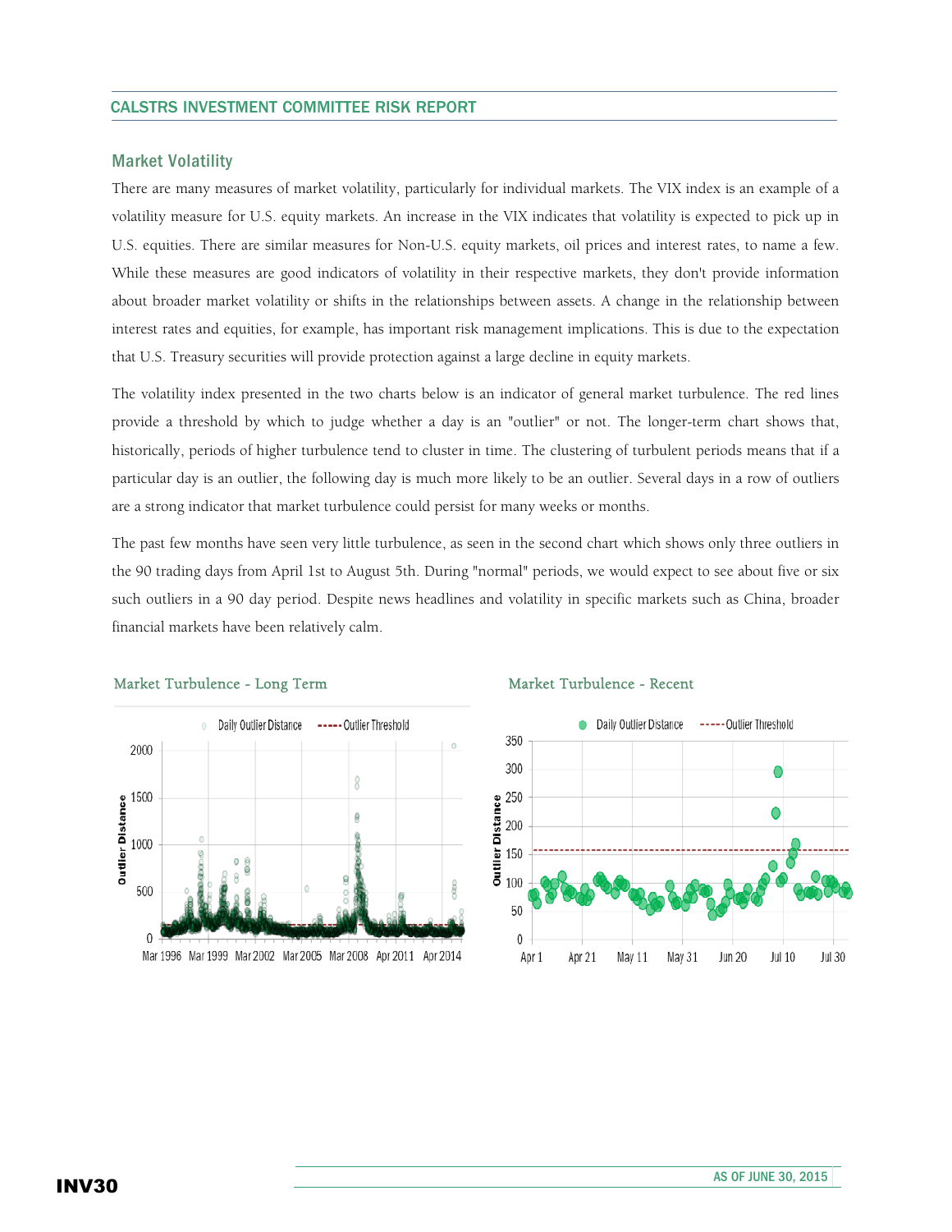## Market Volatility

There are many measures of market volatility, particularly for individual markets. The VIX index is an example of a volatility measure for U.S. equity markets. An increase in the VIX indicates that volatility is expected to pick up in U.S. equities. There are similar measures for Non-U.S. equity markets, oil prices and interest rates, to name a few. While these measures are good indicators of volatility in their respective markets, they don't provide information about broader market volatility or shifts in the relationships between assets. A change in the relationship between interest rates and equities, for example, has important risk management implications. This is due to the expectation that U.S. Treasury securities will provide protection against a large decline in equity markets.

The volatility index presented in the two charts below is an indicator of general market turbulence. The red lines provide a threshold by which to judge whether a day is an "outlier" or not. The longer-term chart shows that, historically, periods of higher turbulence tend to cluster in time. The clustering of turbulent periods means that if a particular day is an outlier, the following day is much more likely to be an outlier. Several days in a row of outliers are a strong indicator that market turbulence could persist for many weeks or months.

The past few months have seen very little turbulence, as seen in the second chart which shows only three outliers in the 90 trading days from April 1st to August 5th. During "normal" periods, we would expect to see about five or six such outliers in a 90 day period. Despite news headlines and volatility in specific markets such as China, broader financial markets have been relatively calm.

**Market Turbulence - Long Term**

Daily Outlier Distance
Outlier Threshold
Outlier Distance
0
500
1000
1500
2000
Mar 1996
Mar 1999
Mar 2002
Mar 2005
Mar 2008
Apr 2011
Apr 2014

**Market Turbulence - Recent**

Daily Outlier Distance
Outlier Threshold
Outlier Distance
0
50
100
150
200
250
300
350
Apr 1
Apr 21
May 11
May 31
Jun 20
Jul 10
Jul 30